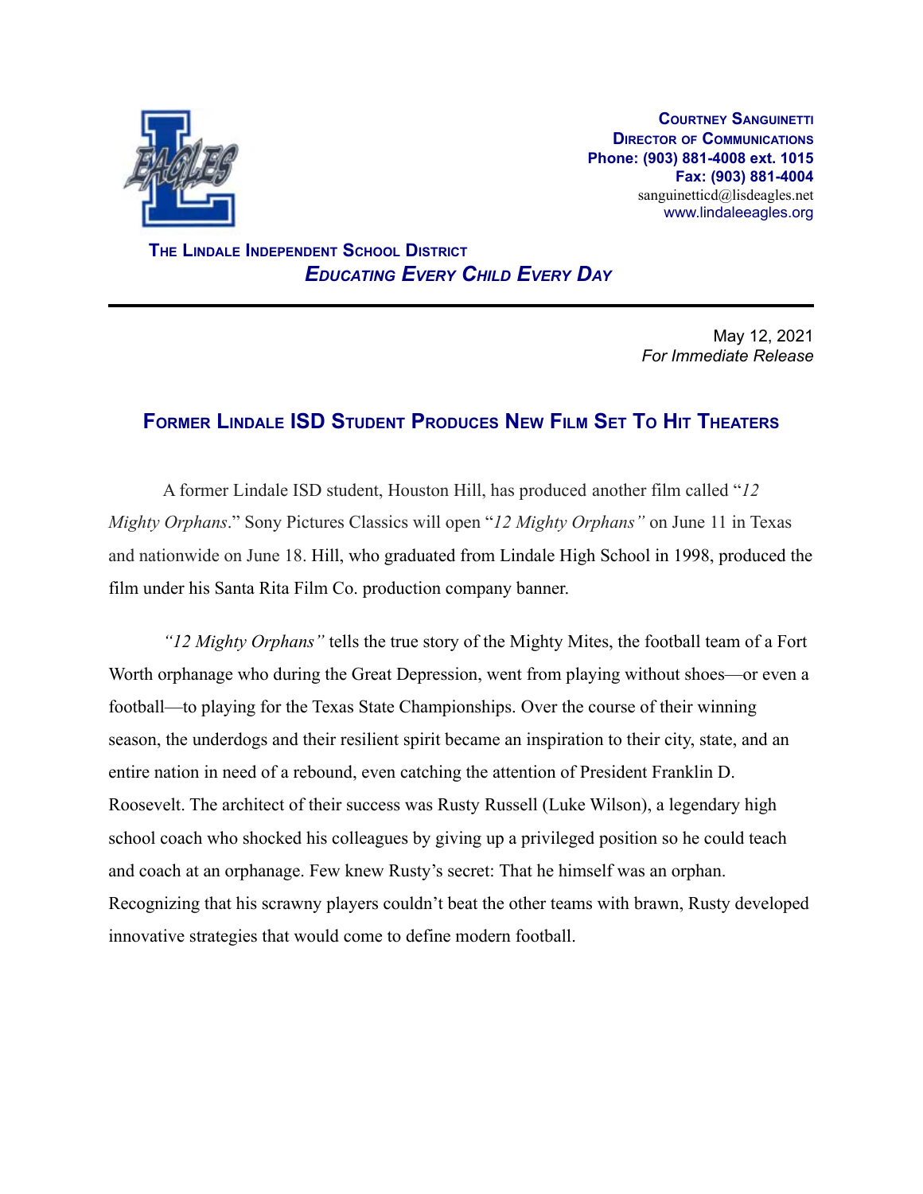**Courtney Sanguinetti**
**Director of Communications**
**Phone: (903) 881-4008 ext. 1015**
**Fax: (903) 881-4004**
sanguinetticd@lisdeagles.net
www.lindaleeagles.org

**The Lindale Independent School District**
***Educating Every Child Every Day***

---

May 12, 2021
*For Immediate Release*

# Former Lindale ISD Student Produces New Film Set To Hit Theaters

A former Lindale ISD student, Houston Hill, has produced another film called "*12 Mighty Orphans*." Sony Pictures Classics will open "*12 Mighty Orphans"* on June 11 in Texas and nationwide on June 18. Hill, who graduated from Lindale High School in 1998, produced the film under his Santa Rita Film Co. production company banner.

*"12 Mighty Orphans"* tells the true story of the Mighty Mites, the football team of a Fort Worth orphanage who during the Great Depression, went from playing without shoes—or even a football—to playing for the Texas State Championships. Over the course of their winning season, the underdogs and their resilient spirit became an inspiration to their city, state, and an entire nation in need of a rebound, even catching the attention of President Franklin D. Roosevelt. The architect of their success was Rusty Russell (Luke Wilson), a legendary high school coach who shocked his colleagues by giving up a privileged position so he could teach and coach at an orphanage. Few knew Rusty's secret: That he himself was an orphan. Recognizing that his scrawny players couldn't beat the other teams with brawn, Rusty developed innovative strategies that would come to define modern football.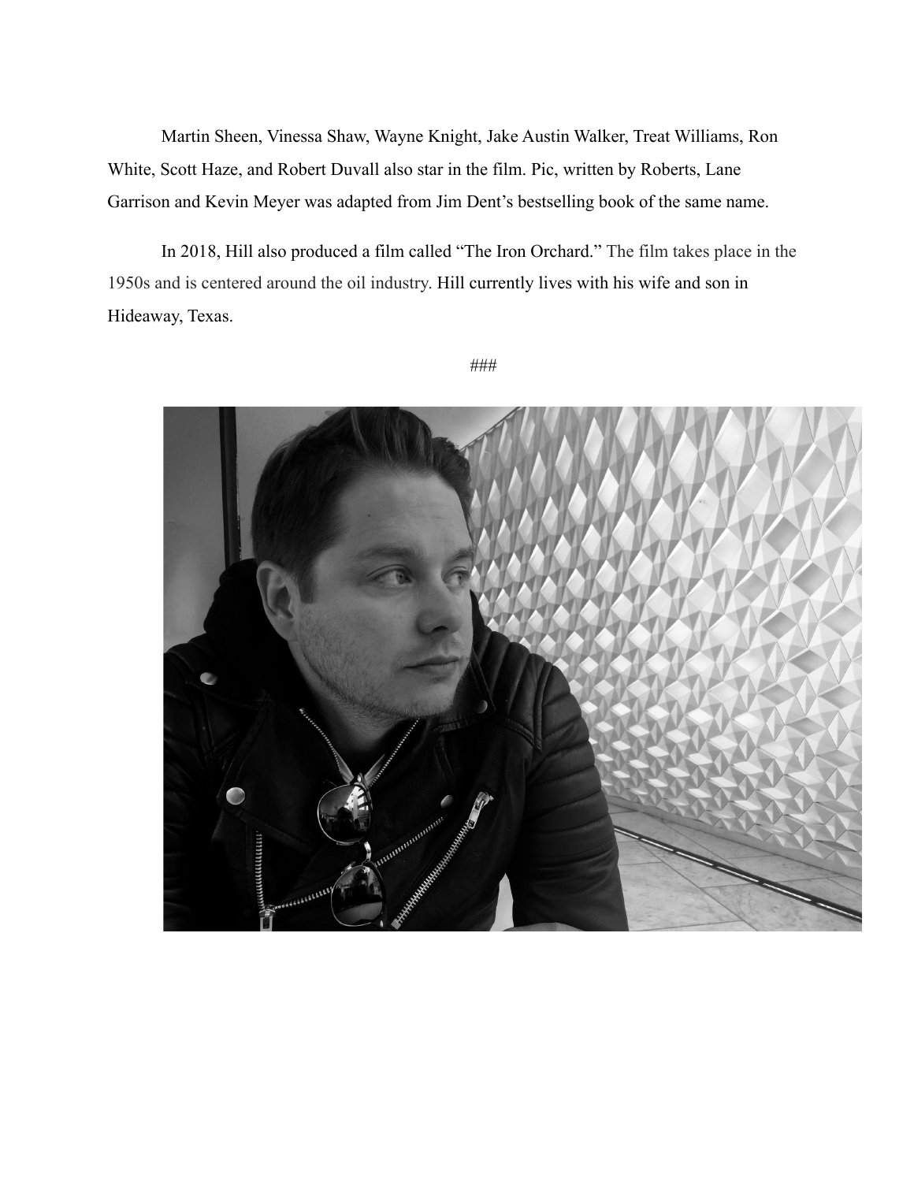Martin Sheen, Vinessa Shaw, Wayne Knight, Jake Austin Walker, Treat Williams, Ron White, Scott Haze, and Robert Duvall also star in the film. Pic, written by Roberts, Lane Garrison and Kevin Meyer was adapted from Jim Dent's bestselling book of the same name.

In 2018, Hill also produced a film called "The Iron Orchard." The film takes place in the 1950s and is centered around the oil industry. Hill currently lives with his wife and son in Hideaway, Texas.

###